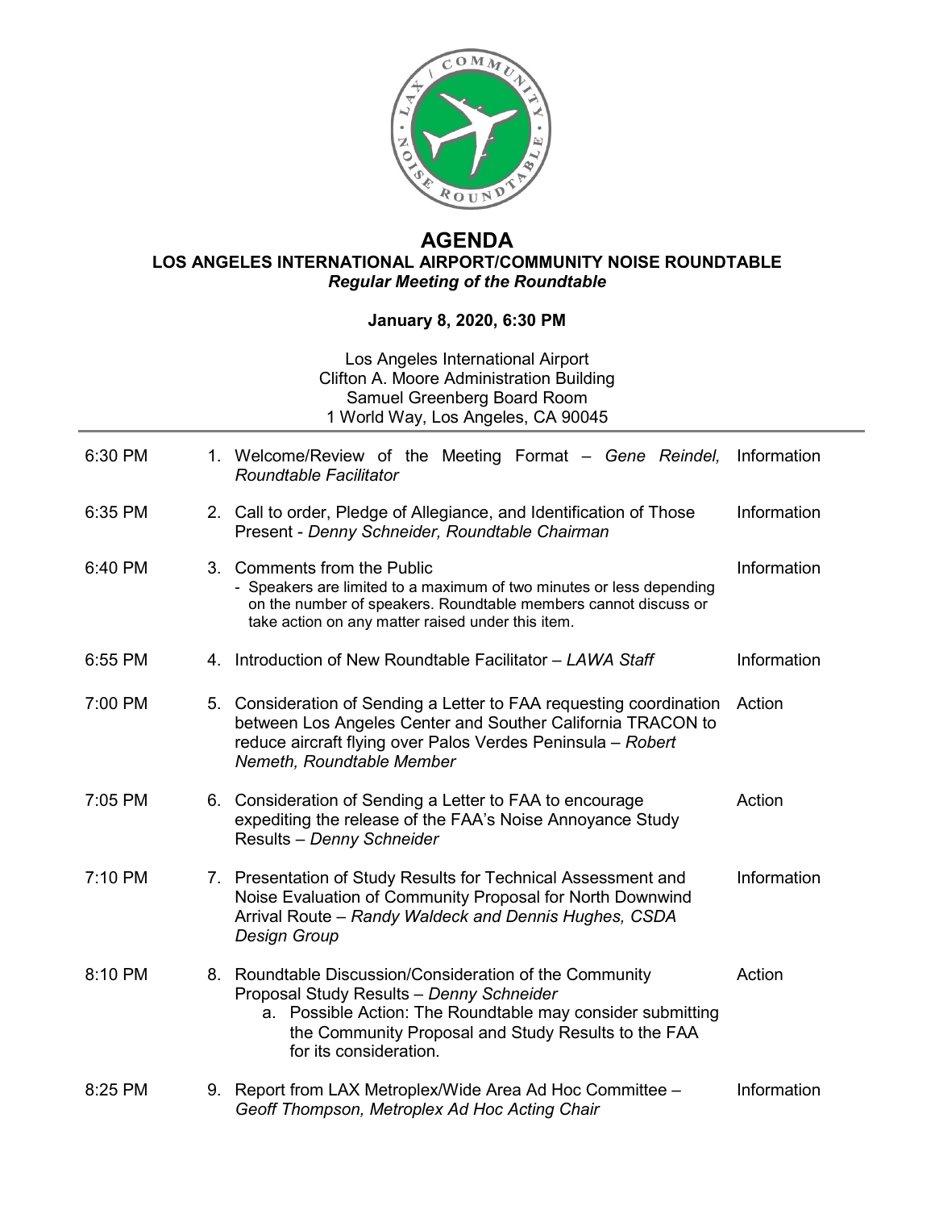# AGENDA

## LOS ANGELES INTERNATIONAL AIRPORT/COMMUNITY NOISE ROUNDTABLE

***Regular Meeting of the Roundtable***

**January 8, 2020, 6:30 PM**

Los Angeles International Airport
Clifton A. Moore Administration Building
Samuel Greenberg Board Room
1 World Way, Los Angeles, CA 90045

---

| Time | Item | Type |
|---|---|---|
| 6:30 PM | 1. Welcome/Review of the Meeting Format – *Gene Reindel, Roundtable Facilitator* | Information |
| 6:35 PM | 2. Call to order, Pledge of Allegiance, and Identification of Those Present - *Denny Schneider, Roundtable Chairman* | Information |
| 6:40 PM | 3. Comments from the Public<br>- Speakers are limited to a maximum of two minutes or less depending on the number of speakers. Roundtable members cannot discuss or take action on any matter raised under this item. | Information |
| 6:55 PM | 4. Introduction of New Roundtable Facilitator – *LAWA Staff* | Information |
| 7:00 PM | 5. Consideration of Sending a Letter to FAA requesting coordination between Los Angeles Center and Souther California TRACON to reduce aircraft flying over Palos Verdes Peninsula – *Robert Nemeth, Roundtable Member* | Action |
| 7:05 PM | 6. Consideration of Sending a Letter to FAA to encourage expediting the release of the FAA's Noise Annoyance Study Results – *Denny Schneider* | Action |
| 7:10 PM | 7. Presentation of Study Results for Technical Assessment and Noise Evaluation of Community Proposal for North Downwind Arrival Route – *Randy Waldeck and Dennis Hughes, CSDA Design Group* | Information |
| 8:10 PM | 8. Roundtable Discussion/Consideration of the Community Proposal Study Results – *Denny Schneider*<br>a. Possible Action: The Roundtable may consider submitting the Community Proposal and Study Results to the FAA for its consideration. | Action |
| 8:25 PM | 9. Report from LAX Metroplex/Wide Area Ad Hoc Committee – *Geoff Thompson, Metroplex Ad Hoc Acting Chair* | Information |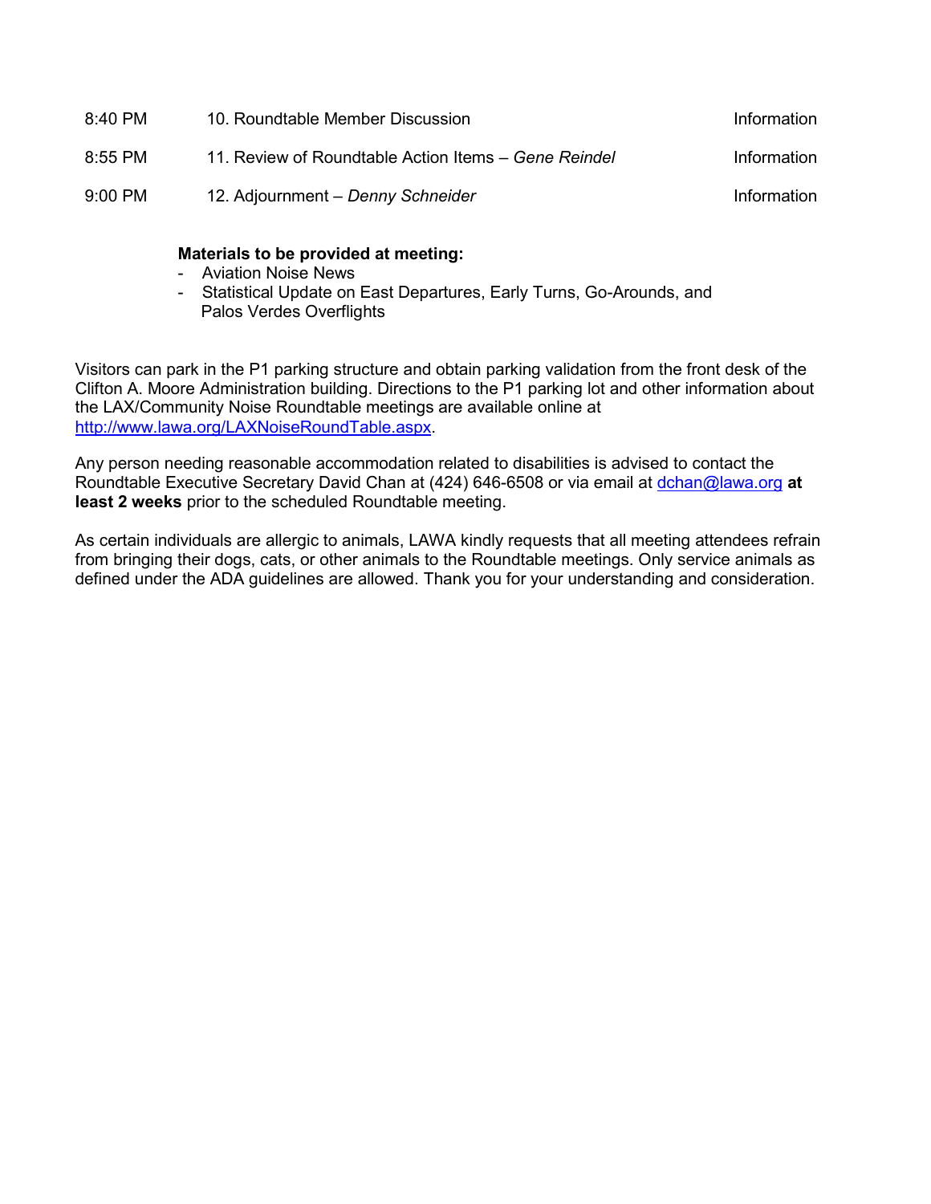| | | |
|---|---|---|
| 8:40 PM | 10. Roundtable Member Discussion | Information |
| 8:55 PM | 11. Review of Roundtable Action Items – *Gene Reindel* | Information |
| 9:00 PM | 12. Adjournment – *Denny Schneider* | Information |

**Materials to be provided at meeting:**

- Aviation Noise News
- Statistical Update on East Departures, Early Turns, Go-Arounds, and Palos Verdes Overflights

Visitors can park in the P1 parking structure and obtain parking validation from the front desk of the Clifton A. Moore Administration building. Directions to the P1 parking lot and other information about the LAX/Community Noise Roundtable meetings are available online at http://www.lawa.org/LAXNoiseRoundTable.aspx.

Any person needing reasonable accommodation related to disabilities is advised to contact the Roundtable Executive Secretary David Chan at (424) 646-6508 or via email at dchan@lawa.org **at least 2 weeks** prior to the scheduled Roundtable meeting.

As certain individuals are allergic to animals, LAWA kindly requests that all meeting attendees refrain from bringing their dogs, cats, or other animals to the Roundtable meetings. Only service animals as defined under the ADA guidelines are allowed. Thank you for your understanding and consideration.